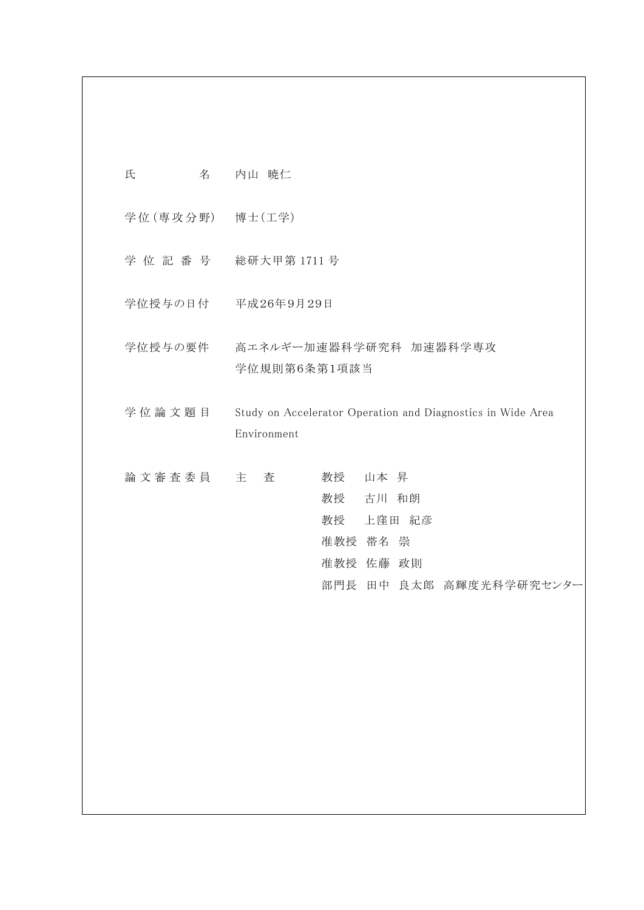| | |
|---|---|
| 氏　　　名 | 内山　暁仁 |
| 学位(専攻分野) | 博士(工学) |
| 学 位 記 番 号 | 総研大甲第 1711 号 |
| 学位授与の日付 | 平成26年9月29日 |
| 学位授与の要件 | 高エネルギー加速器科学研究科　加速器科学専攻<br>学位規則第6条第1項該当 |
| 学 位 論 文 題 目 | Study on Accelerator Operation and Diagnostics in Wide Area Environment |
| 論 文 審 査 委 員 | 主　査　　教授　　山本　昇<br>教授　　古川　和朗<br>教授　　上窪田　紀彦<br>准教授　帯名　崇<br>准教授　佐藤　政則<br>部門長　田中　良太郎　高輝度光科学研究センター |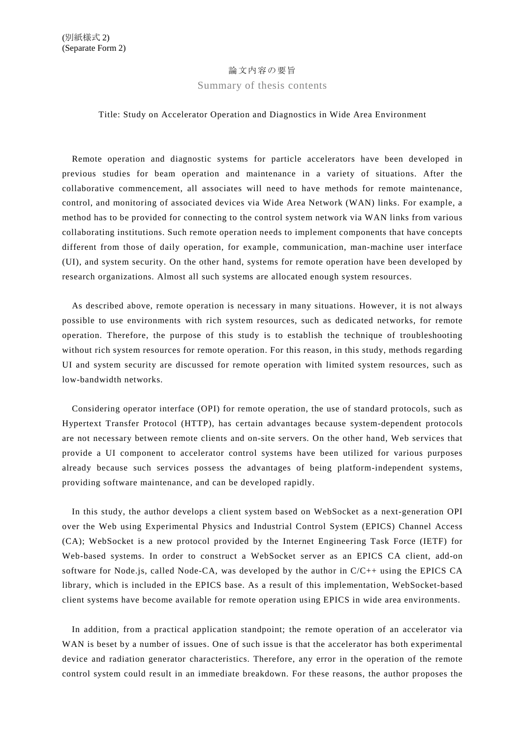(別紙様式 2)
(Separate Form 2)

# 論文内容の要旨

## Summary of thesis contents

Title: Study on Accelerator Operation and Diagnostics in Wide Area Environment

Remote operation and diagnostic systems for particle accelerators have been developed in previous studies for beam operation and maintenance in a variety of situations. After the collaborative commencement, all associates will need to have methods for remote maintenance, control, and monitoring of associated devices via Wide Area Network (WAN) links. For example, a method has to be provided for connecting to the control system network via WAN links from various collaborating institutions. Such remote operation needs to implement components that have concepts different from those of daily operation, for example, communication, man-machine user interface (UI), and system security. On the other hand, systems for remote operation have been developed by research organizations. Almost all such systems are allocated enough system resources.

As described above, remote operation is necessary in many situations. However, it is not always possible to use environments with rich system resources, such as dedicated networks, for remote operation. Therefore, the purpose of this study is to establish the technique of troubleshooting without rich system resources for remote operation. For this reason, in this study, methods regarding UI and system security are discussed for remote operation with limited system resources, such as low-bandwidth networks.

Considering operator interface (OPI) for remote operation, the use of standard protocols, such as Hypertext Transfer Protocol (HTTP), has certain advantages because system-dependent protocols are not necessary between remote clients and on-site servers. On the other hand, Web services that provide a UI component to accelerator control systems have been utilized for various purposes already because such services possess the advantages of being platform-independent systems, providing software maintenance, and can be developed rapidly.

In this study, the author develops a client system based on WebSocket as a next-generation OPI over the Web using Experimental Physics and Industrial Control System (EPICS) Channel Access (CA); WebSocket is a new protocol provided by the Internet Engineering Task Force (IETF) for Web-based systems. In order to construct a WebSocket server as an EPICS CA client, add-on software for Node.js, called Node-CA, was developed by the author in C/C++ using the EPICS CA library, which is included in the EPICS base. As a result of this implementation, WebSocket-based client systems have become available for remote operation using EPICS in wide area environments.

In addition, from a practical application standpoint; the remote operation of an accelerator via WAN is beset by a number of issues. One of such issue is that the accelerator has both experimental device and radiation generator characteristics. Therefore, any error in the operation of the remote control system could result in an immediate breakdown. For these reasons, the author proposes the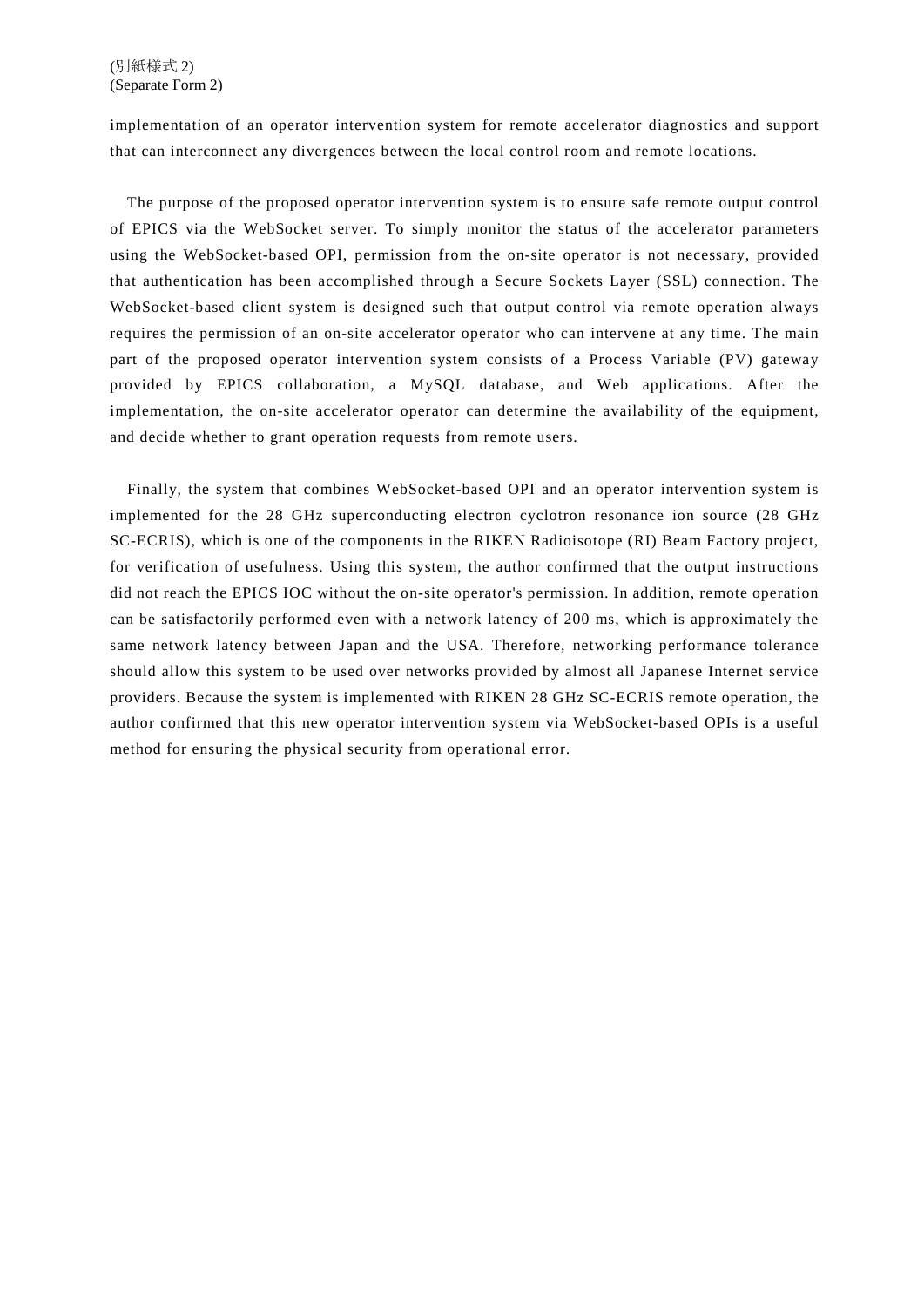implementation of an operator intervention system for remote accelerator diagnostics and support that can interconnect any divergences between the local control room and remote locations.

The purpose of the proposed operator intervention system is to ensure safe remote output control of EPICS via the WebSocket server. To simply monitor the status of the accelerator parameters using the WebSocket-based OPI, permission from the on-site operator is not necessary, provided that authentication has been accomplished through a Secure Sockets Layer (SSL) connection. The WebSocket-based client system is designed such that output control via remote operation always requires the permission of an on-site accelerator operator who can intervene at any time. The main part of the proposed operator intervention system consists of a Process Variable (PV) gateway provided by EPICS collaboration, a MySQL database, and Web applications. After the implementation, the on-site accelerator operator can determine the availability of the equipment, and decide whether to grant operation requests from remote users.

Finally, the system that combines WebSocket-based OPI and an operator intervention system is implemented for the 28 GHz superconducting electron cyclotron resonance ion source (28 GHz SC-ECRIS), which is one of the components in the RIKEN Radioisotope (RI) Beam Factory project, for verification of usefulness. Using this system, the author confirmed that the output instructions did not reach the EPICS IOC without the on-site operator's permission. In addition, remote operation can be satisfactorily performed even with a network latency of 200 ms, which is approximately the same network latency between Japan and the USA. Therefore, networking performance tolerance should allow this system to be used over networks provided by almost all Japanese Internet service providers. Because the system is implemented with RIKEN 28 GHz SC-ECRIS remote operation, the author confirmed that this new operator intervention system via WebSocket-based OPIs is a useful method for ensuring the physical security from operational error.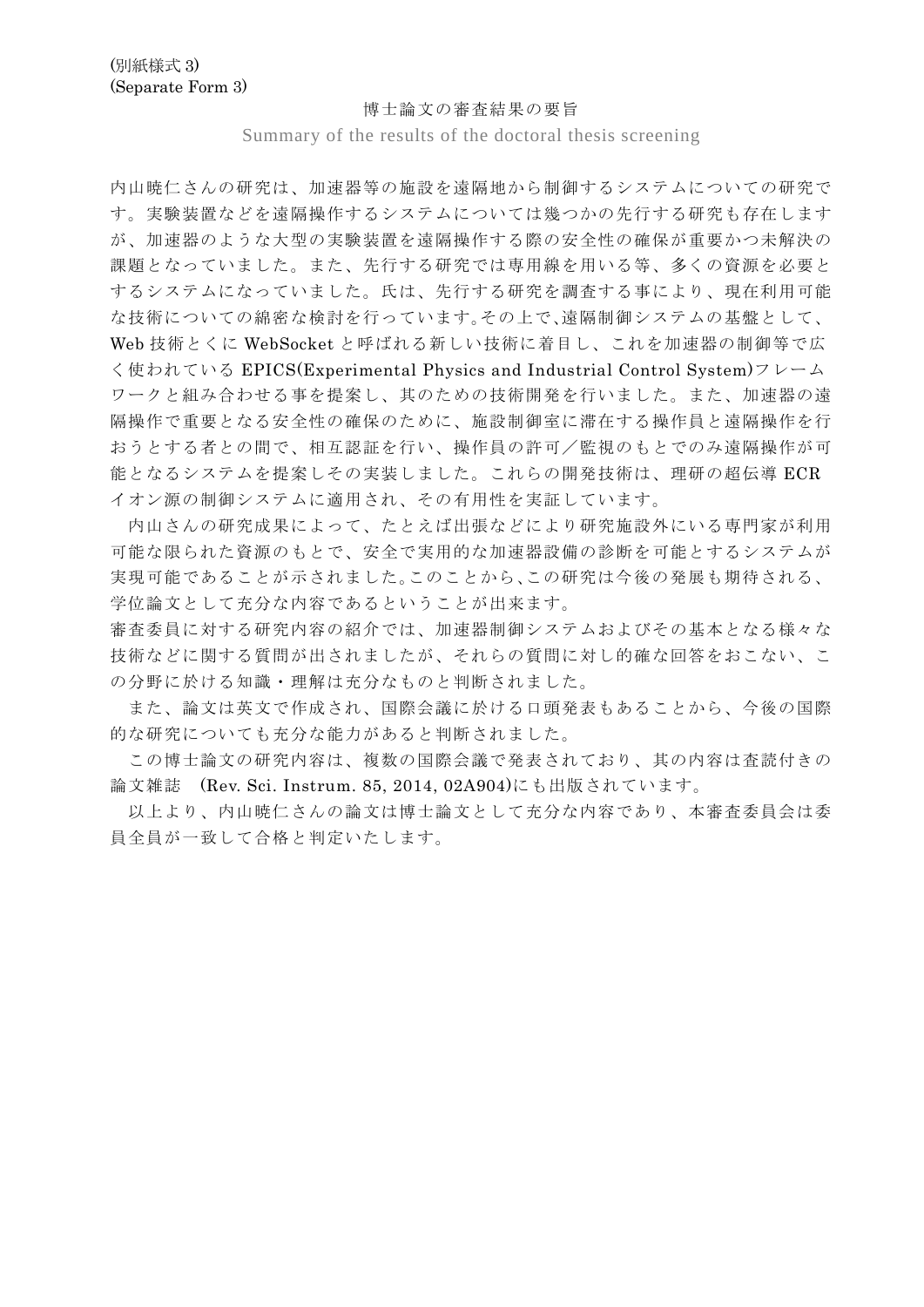(別紙様式 3)
(Separate Form 3)

# 博士論文の審査結果の要旨

Summary of the results of the doctoral thesis screening

内山暁仁さんの研究は、加速器等の施設を遠隔地から制御するシステムについての研究です。実験装置などを遠隔操作するシステムについては幾つかの先行する研究も存在しますが、加速器のような大型の実験装置を遠隔操作する際の安全性の確保が重要かつ未解決の課題となっていました。また、先行する研究では専用線を用いる等、多くの資源を必要とするシステムになっていました。氏は、先行する研究を調査する事により、現在利用可能な技術についての綿密な検討を行っています。その上で、遠隔制御システムの基盤として、Web 技術とくに WebSocket と呼ばれる新しい技術に着目し、これを加速器の制御等で広く使われている EPICS(Experimental Physics and Industrial Control System)フレームワークと組み合わせる事を提案し、其のための技術開発を行いました。また、加速器の遠隔操作で重要となる安全性の確保のために、施設制御室に滞在する操作員と遠隔操作を行おうとする者との間で、相互認証を行い、操作員の許可／監視のもとでのみ遠隔操作が可能となるシステムを提案しその実装しました。これらの開発技術は、理研の超伝導 ECR イオン源の制御システムに適用され、その有用性を実証しています。

内山さんの研究成果によって、たとえば出張などにより研究施設外にいる専門家が利用可能な限られた資源のもとで、安全で実用的な加速器設備の診断を可能とするシステムが実現可能であることが示されました。このことから、この研究は今後の発展も期待される、学位論文として充分な内容であるということが出来ます。

審査委員に対する研究内容の紹介では、加速器制御システムおよびその基本となる様々な技術などに関する質問が出されましたが、それらの質問に対し的確な回答をおこない、この分野に於ける知識・理解は充分なものと判断されました。

また、論文は英文で作成され、国際会議に於ける口頭発表もあることから、今後の国際的な研究についても充分な能力があると判断されました。

この博士論文の研究内容は、複数の国際会議で発表されており、其の内容は査読付きの論文雑誌 (Rev. Sci. Instrum. 85, 2014, 02A904)にも出版されています。

以上より、内山暁仁さんの論文は博士論文として充分な内容であり、本審査委員会は委員全員が一致して合格と判定いたします。